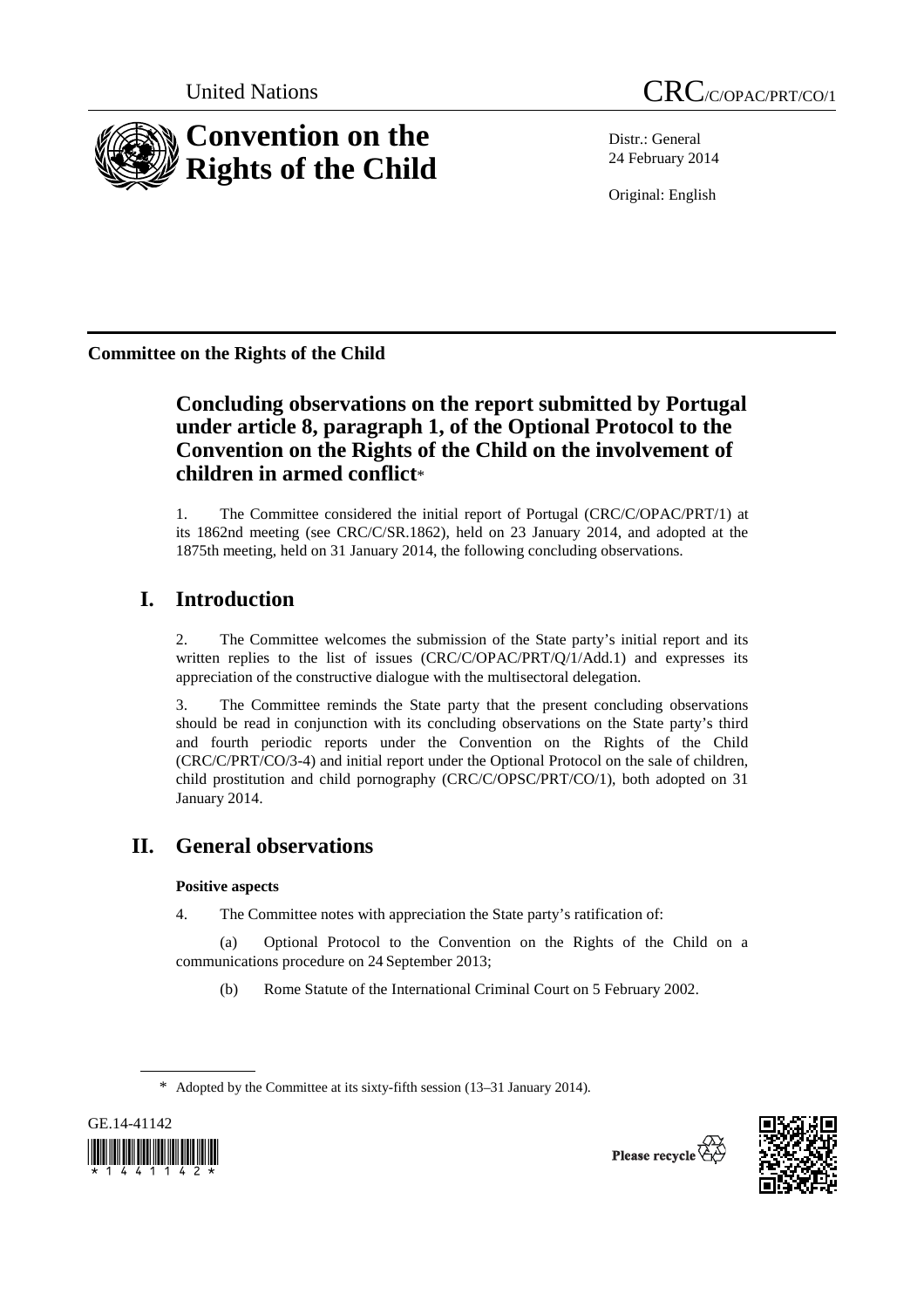United Nations

CRC/C/OPAC/PRT/CO/1

# Convention on the Rights of the Child

Distr.: General
24 February 2014

Original: English

**Committee on the Rights of the Child**

## Concluding observations on the report submitted by Portugal under article 8, paragraph 1, of the Optional Protocol to the Convention on the Rights of the Child on the involvement of children in armed conflict*

1. The Committee considered the initial report of Portugal (CRC/C/OPAC/PRT/1) at its 1862nd meeting (see CRC/C/SR.1862), held on 23 January 2014, and adopted at the 1875th meeting, held on 31 January 2014, the following concluding observations.

# I. Introduction

2. The Committee welcomes the submission of the State party's initial report and its written replies to the list of issues (CRC/C/OPAC/PRT/Q/1/Add.1) and expresses its appreciation of the constructive dialogue with the multisectoral delegation.

3. The Committee reminds the State party that the present concluding observations should be read in conjunction with its concluding observations on the State party's third and fourth periodic reports under the Convention on the Rights of the Child (CRC/C/PRT/CO/3-4) and initial report under the Optional Protocol on the sale of children, child prostitution and child pornography (CRC/C/OPSC/PRT/CO/1), both adopted on 31 January 2014.

# II. General observations

### Positive aspects

4. The Committee notes with appreciation the State party's ratification of:

(a) Optional Protocol to the Convention on the Rights of the Child on a communications procedure on 24 September 2013;

(b) Rome Statute of the International Criminal Court on 5 February 2002.

\* Adopted by the Committee at its sixty-fifth session (13–31 January 2014).

GE.14-41142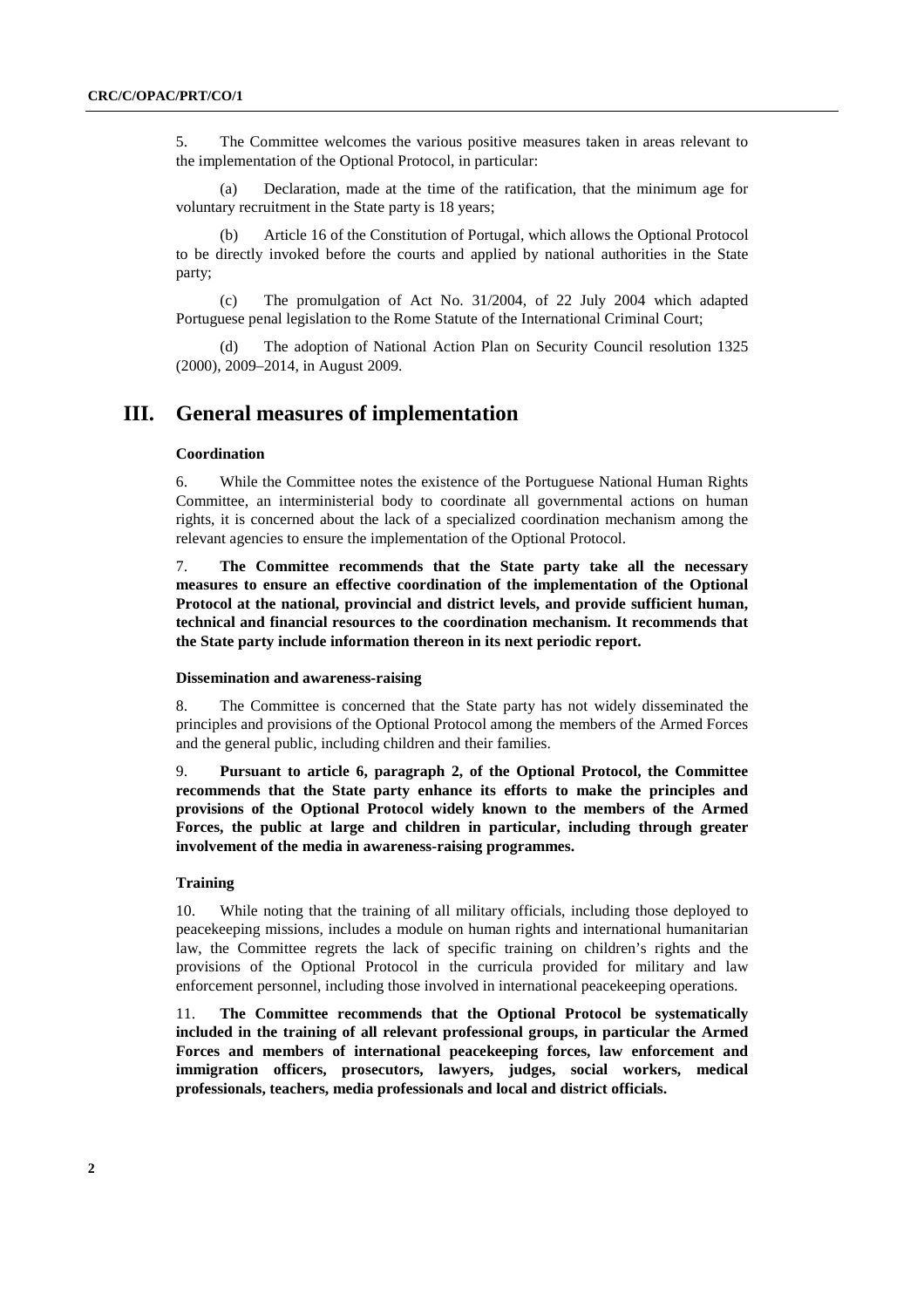5. The Committee welcomes the various positive measures taken in areas relevant to the implementation of the Optional Protocol, in particular:

(a) Declaration, made at the time of the ratification, that the minimum age for voluntary recruitment in the State party is 18 years;

(b) Article 16 of the Constitution of Portugal, which allows the Optional Protocol to be directly invoked before the courts and applied by national authorities in the State party;

(c) The promulgation of Act No. 31/2004, of 22 July 2004 which adapted Portuguese penal legislation to the Rome Statute of the International Criminal Court;

(d) The adoption of National Action Plan on Security Council resolution 1325 (2000), 2009–2014, in August 2009.

# III. General measures of implementation

### Coordination

6. While the Committee notes the existence of the Portuguese National Human Rights Committee, an interministerial body to coordinate all governmental actions on human rights, it is concerned about the lack of a specialized coordination mechanism among the relevant agencies to ensure the implementation of the Optional Protocol.

7. **The Committee recommends that the State party take all the necessary measures to ensure an effective coordination of the implementation of the Optional Protocol at the national, provincial and district levels, and provide sufficient human, technical and financial resources to the coordination mechanism. It recommends that the State party include information thereon in its next periodic report.**

### Dissemination and awareness-raising

8. The Committee is concerned that the State party has not widely disseminated the principles and provisions of the Optional Protocol among the members of the Armed Forces and the general public, including children and their families.

9. **Pursuant to article 6, paragraph 2, of the Optional Protocol, the Committee recommends that the State party enhance its efforts to make the principles and provisions of the Optional Protocol widely known to the members of the Armed Forces, the public at large and children in particular, including through greater involvement of the media in awareness-raising programmes.**

### Training

10. While noting that the training of all military officials, including those deployed to peacekeeping missions, includes a module on human rights and international humanitarian law, the Committee regrets the lack of specific training on children's rights and the provisions of the Optional Protocol in the curricula provided for military and law enforcement personnel, including those involved in international peacekeeping operations.

11. **The Committee recommends that the Optional Protocol be systematically included in the training of all relevant professional groups, in particular the Armed Forces and members of international peacekeeping forces, law enforcement and immigration officers, prosecutors, lawyers, judges, social workers, medical professionals, teachers, media professionals and local and district officials.**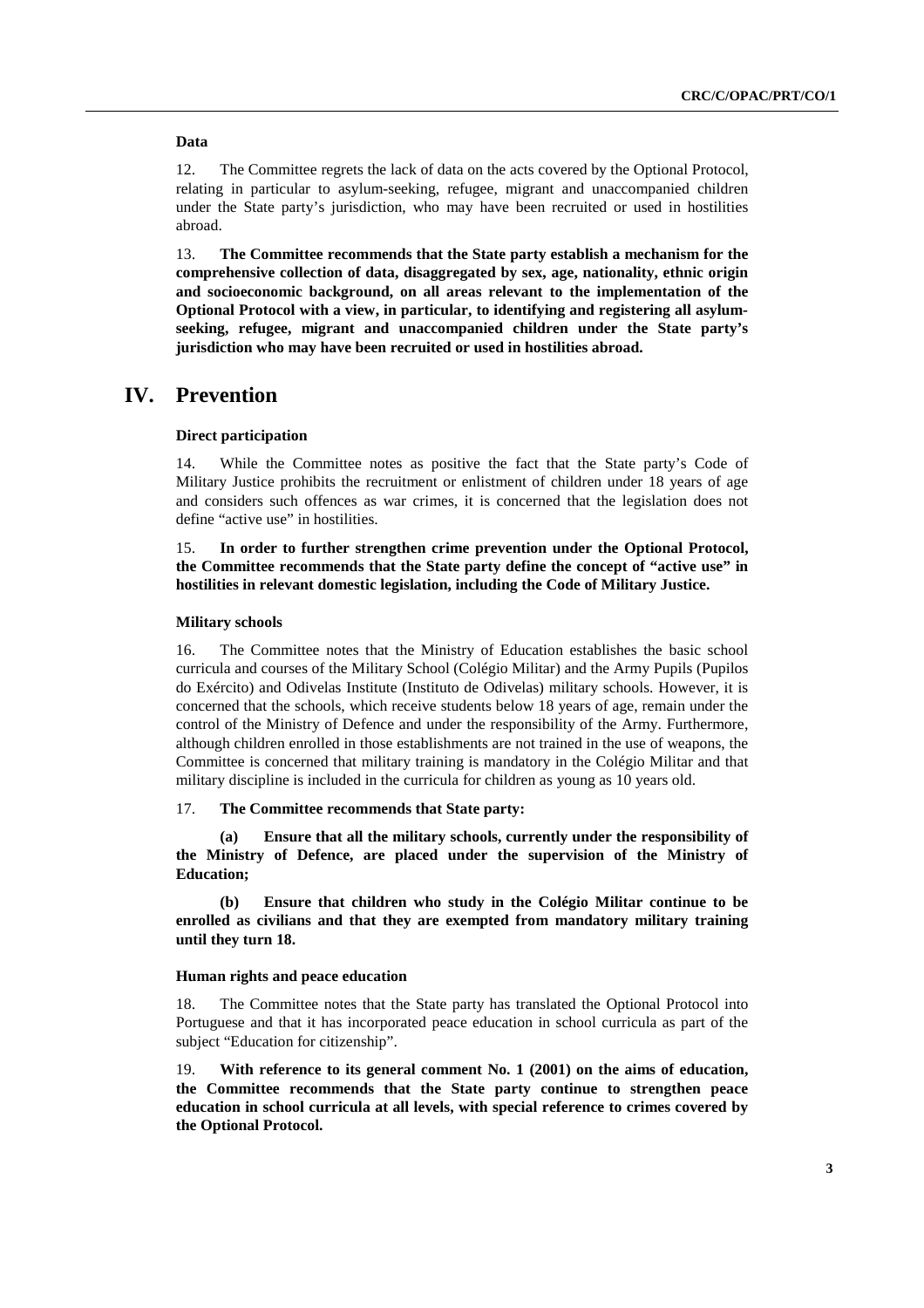### Data

12. The Committee regrets the lack of data on the acts covered by the Optional Protocol, relating in particular to asylum-seeking, refugee, migrant and unaccompanied children under the State party's jurisdiction, who may have been recruited or used in hostilities abroad.

13. **The Committee recommends that the State party establish a mechanism for the comprehensive collection of data, disaggregated by sex, age, nationality, ethnic origin and socioeconomic background, on all areas relevant to the implementation of the Optional Protocol with a view, in particular, to identifying and registering all asylum-seeking, refugee, migrant and unaccompanied children under the State party's jurisdiction who may have been recruited or used in hostilities abroad.**

## IV. Prevention

### Direct participation

14. While the Committee notes as positive the fact that the State party's Code of Military Justice prohibits the recruitment or enlistment of children under 18 years of age and considers such offences as war crimes, it is concerned that the legislation does not define "active use" in hostilities.

15. **In order to further strengthen crime prevention under the Optional Protocol, the Committee recommends that the State party define the concept of "active use" in hostilities in relevant domestic legislation, including the Code of Military Justice.**

### Military schools

16. The Committee notes that the Ministry of Education establishes the basic school curricula and courses of the Military School (Colégio Militar) and the Army Pupils (Pupilos do Exército) and Odivelas Institute (Instituto de Odivelas) military schools. However, it is concerned that the schools, which receive students below 18 years of age, remain under the control of the Ministry of Defence and under the responsibility of the Army. Furthermore, although children enrolled in those establishments are not trained in the use of weapons, the Committee is concerned that military training is mandatory in the Colégio Militar and that military discipline is included in the curricula for children as young as 10 years old.

17. **The Committee recommends that State party:**

**(a) Ensure that all the military schools, currently under the responsibility of the Ministry of Defence, are placed under the supervision of the Ministry of Education;**

**(b) Ensure that children who study in the Colégio Militar continue to be enrolled as civilians and that they are exempted from mandatory military training until they turn 18.**

### Human rights and peace education

18. The Committee notes that the State party has translated the Optional Protocol into Portuguese and that it has incorporated peace education in school curricula as part of the subject "Education for citizenship".

19. **With reference to its general comment No. 1 (2001) on the aims of education, the Committee recommends that the State party continue to strengthen peace education in school curricula at all levels, with special reference to crimes covered by the Optional Protocol.**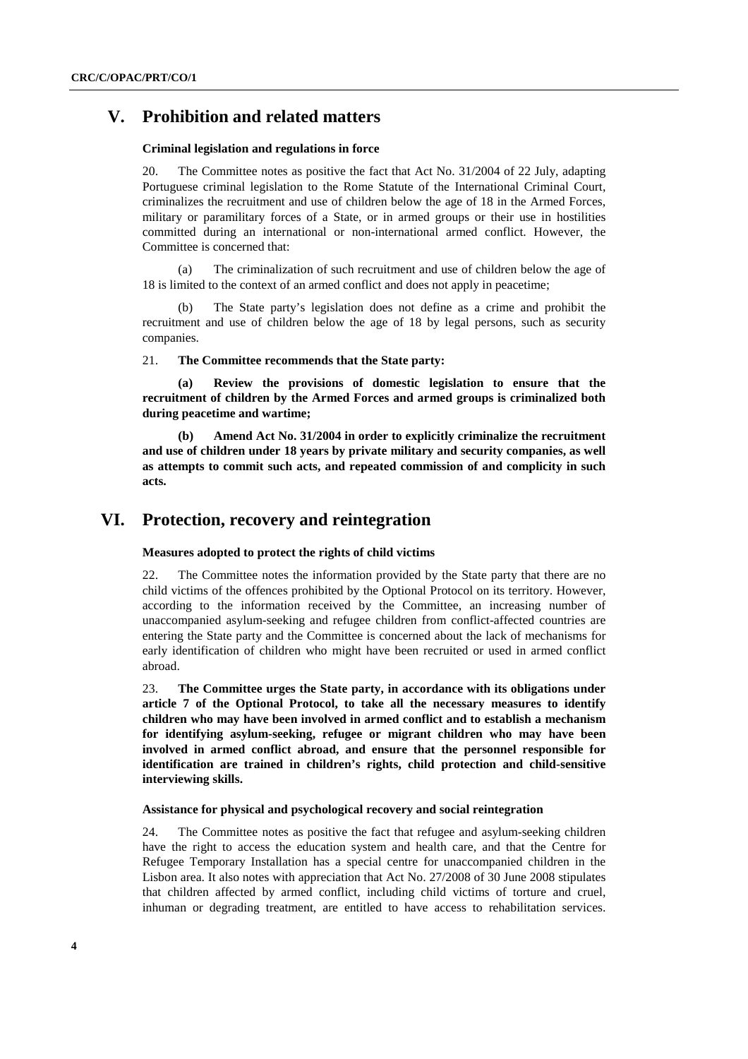# V. Prohibition and related matters

### Criminal legislation and regulations in force

20. The Committee notes as positive the fact that Act No. 31/2004 of 22 July, adapting Portuguese criminal legislation to the Rome Statute of the International Criminal Court, criminalizes the recruitment and use of children below the age of 18 in the Armed Forces, military or paramilitary forces of a State, or in armed groups or their use in hostilities committed during an international or non-international armed conflict. However, the Committee is concerned that:

(a) The criminalization of such recruitment and use of children below the age of 18 is limited to the context of an armed conflict and does not apply in peacetime;

(b) The State party's legislation does not define as a crime and prohibit the recruitment and use of children below the age of 18 by legal persons, such as security companies.

21. **The Committee recommends that the State party:**

**(a) Review the provisions of domestic legislation to ensure that the recruitment of children by the Armed Forces and armed groups is criminalized both during peacetime and wartime;**

**(b) Amend Act No. 31/2004 in order to explicitly criminalize the recruitment and use of children under 18 years by private military and security companies, as well as attempts to commit such acts, and repeated commission of and complicity in such acts.**

# VI. Protection, recovery and reintegration

### Measures adopted to protect the rights of child victims

22. The Committee notes the information provided by the State party that there are no child victims of the offences prohibited by the Optional Protocol on its territory. However, according to the information received by the Committee, an increasing number of unaccompanied asylum-seeking and refugee children from conflict-affected countries are entering the State party and the Committee is concerned about the lack of mechanisms for early identification of children who might have been recruited or used in armed conflict abroad.

23. **The Committee urges the State party, in accordance with its obligations under article 7 of the Optional Protocol, to take all the necessary measures to identify children who may have been involved in armed conflict and to establish a mechanism for identifying asylum-seeking, refugee or migrant children who may have been involved in armed conflict abroad, and ensure that the personnel responsible for identification are trained in children's rights, child protection and child-sensitive interviewing skills.**

### Assistance for physical and psychological recovery and social reintegration

24. The Committee notes as positive the fact that refugee and asylum-seeking children have the right to access the education system and health care, and that the Centre for Refugee Temporary Installation has a special centre for unaccompanied children in the Lisbon area. It also notes with appreciation that Act No. 27/2008 of 30 June 2008 stipulates that children affected by armed conflict, including child victims of torture and cruel, inhuman or degrading treatment, are entitled to have access to rehabilitation services.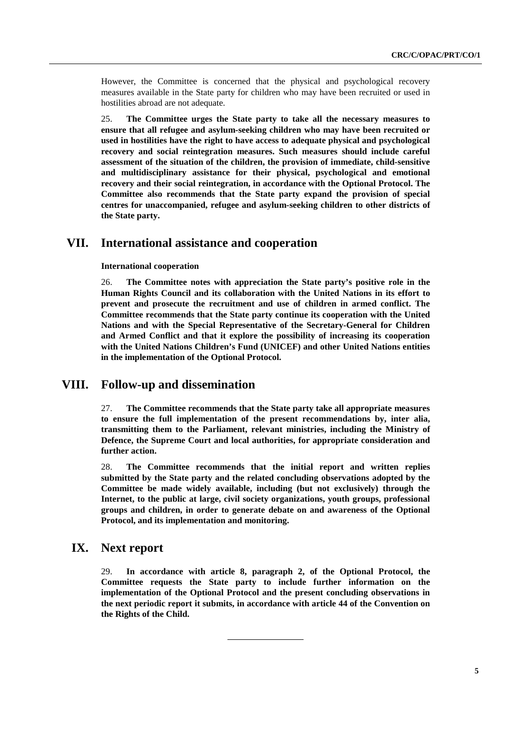However, the Committee is concerned that the physical and psychological recovery measures available in the State party for children who may have been recruited or used in hostilities abroad are not adequate.

25. **The Committee urges the State party to take all the necessary measures to ensure that all refugee and asylum-seeking children who may have been recruited or used in hostilities have the right to have access to adequate physical and psychological recovery and social reintegration measures. Such measures should include careful assessment of the situation of the children, the provision of immediate, child-sensitive and multidisciplinary assistance for their physical, psychological and emotional recovery and their social reintegration, in accordance with the Optional Protocol. The Committee also recommends that the State party expand the provision of special centres for unaccompanied, refugee and asylum-seeking children to other districts of the State party.**

## VII. International assistance and cooperation

**International cooperation**

26. **The Committee notes with appreciation the State party's positive role in the Human Rights Council and its collaboration with the United Nations in its effort to prevent and prosecute the recruitment and use of children in armed conflict. The Committee recommends that the State party continue its cooperation with the United Nations and with the Special Representative of the Secretary-General for Children and Armed Conflict and that it explore the possibility of increasing its cooperation with the United Nations Children's Fund (UNICEF) and other United Nations entities in the implementation of the Optional Protocol.**

## VIII. Follow-up and dissemination

27. **The Committee recommends that the State party take all appropriate measures to ensure the full implementation of the present recommendations by, inter alia, transmitting them to the Parliament, relevant ministries, including the Ministry of Defence, the Supreme Court and local authorities, for appropriate consideration and further action.**

28. **The Committee recommends that the initial report and written replies submitted by the State party and the related concluding observations adopted by the Committee be made widely available, including (but not exclusively) through the Internet, to the public at large, civil society organizations, youth groups, professional groups and children, in order to generate debate on and awareness of the Optional Protocol, and its implementation and monitoring.**

## IX. Next report

29. **In accordance with article 8, paragraph 2, of the Optional Protocol, the Committee requests the State party to include further information on the implementation of the Optional Protocol and the present concluding observations in the next periodic report it submits, in accordance with article 44 of the Convention on the Rights of the Child.**